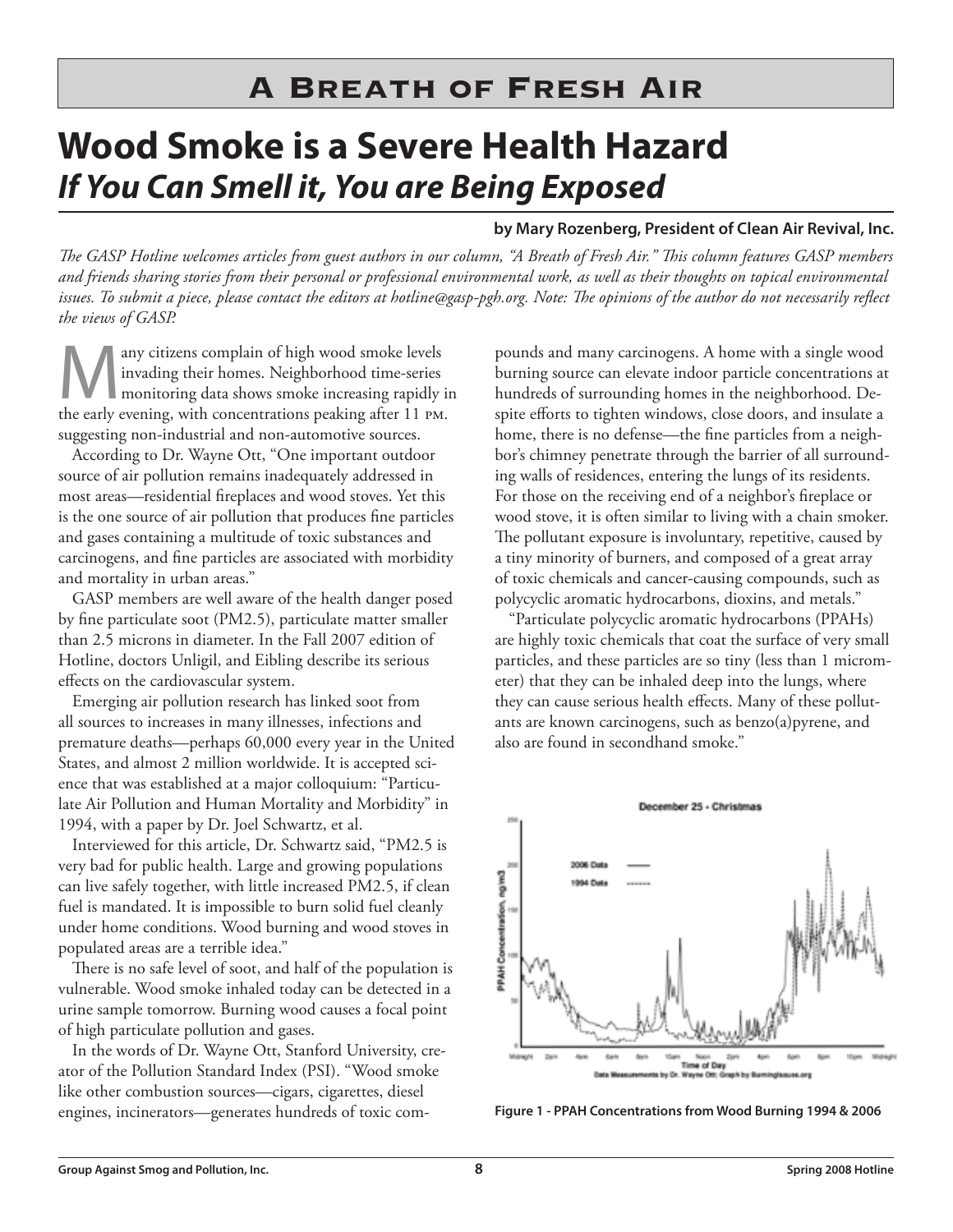# A Breath of Fresh Air

# Wood Smoke is a Severe Health Hazard

## *If You Can Smell it, You are Being Exposed*

**by Mary Rozenberg, President of Clean Air Revival, Inc.**

*The GASP Hotline welcomes articles from guest authors in our column, "A Breath of Fresh Air." This column features GASP members and friends sharing stories from their personal or professional environmental work, as well as their thoughts on topical environmental issues. To submit a piece, please contact the editors at hotline@gasp-pgh.org. Note: The opinions of the author do not necessarily reflect the views of GASP.*

Many citizens complain of high wood smoke levels invading their homes. Neighborhood time-series monitoring data shows smoke increasing rapidly in the early evening, with concentrations peaking after 11 PM. suggesting non-industrial and non-automotive sources.

According to Dr. Wayne Ott, "One important outdoor source of air pollution remains inadequately addressed in most areas—residential fireplaces and wood stoves. Yet this is the one source of air pollution that produces fine particles and gases containing a multitude of toxic substances and carcinogens, and fine particles are associated with morbidity and mortality in urban areas."

GASP members are well aware of the health danger posed by fine particulate soot (PM2.5), particulate matter smaller than 2.5 microns in diameter. In the Fall 2007 edition of Hotline, doctors Unligil, and Eibling describe its serious effects on the cardiovascular system.

Emerging air pollution research has linked soot from all sources to increases in many illnesses, infections and premature deaths—perhaps 60,000 every year in the United States, and almost 2 million worldwide. It is accepted science that was established at a major colloquium: "Particulate Air Pollution and Human Mortality and Morbidity" in 1994, with a paper by Dr. Joel Schwartz, et al.

Interviewed for this article, Dr. Schwartz said, "PM2.5 is very bad for public health. Large and growing populations can live safely together, with little increased PM2.5, if clean fuel is mandated. It is impossible to burn solid fuel cleanly under home conditions. Wood burning and wood stoves in populated areas are a terrible idea."

There is no safe level of soot, and half of the population is vulnerable. Wood smoke inhaled today can be detected in a urine sample tomorrow. Burning wood causes a focal point of high particulate pollution and gases.

In the words of Dr. Wayne Ott, Stanford University, creator of the Pollution Standard Index (PSI). "Wood smoke like other combustion sources—cigars, cigarettes, diesel engines, incinerators—generates hundreds of toxic compounds and many carcinogens. A home with a single wood burning source can elevate indoor particle concentrations at hundreds of surrounding homes in the neighborhood. Despite efforts to tighten windows, close doors, and insulate a home, there is no defense—the fine particles from a neighbor's chimney penetrate through the barrier of all surrounding walls of residences, entering the lungs of its residents. For those on the receiving end of a neighbor's fireplace or wood stove, it is often similar to living with a chain smoker. The pollutant exposure is involuntary, repetitive, caused by a tiny minority of burners, and composed of a great array of toxic chemicals and cancer-causing compounds, such as polycyclic aromatic hydrocarbons, dioxins, and metals."

"Particulate polycyclic aromatic hydrocarbons (PPAHs) are highly toxic chemicals that coat the surface of very small particles, and these particles are so tiny (less than 1 micrometer) that they can be inhaled deep into the lungs, where they can cause serious health effects. Many of these pollutants are known carcinogens, such as benzo(a)pyrene, and also are found in secondhand smoke."

**Figure 1 - PPAH Concentrations from Wood Burning 1994 & 2006**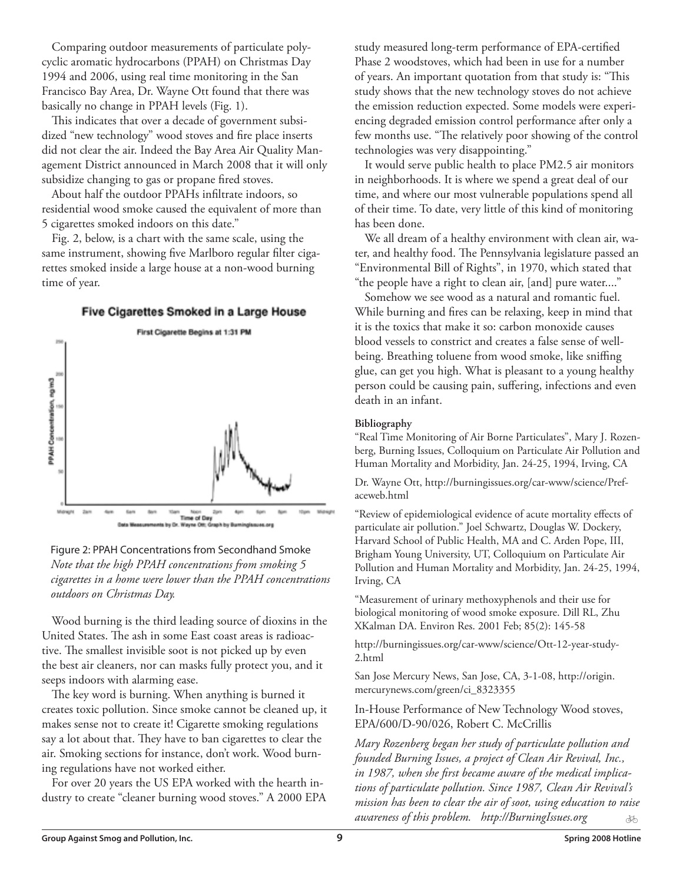Comparing outdoor measurements of particulate polycyclic aromatic hydrocarbons (PPAH) on Christmas Day 1994 and 2006, using real time monitoring in the San Francisco Bay Area, Dr. Wayne Ott found that there was basically no change in PPAH levels (Fig. 1).

This indicates that over a decade of government subsidized "new technology" wood stoves and fire place inserts did not clear the air. Indeed the Bay Area Air Quality Management District announced in March 2008 that it will only subsidize changing to gas or propane fired stoves.

About half the outdoor PPAHs infiltrate indoors, so residential wood smoke caused the equivalent of more than 5 cigarettes smoked indoors on this date."

Fig. 2, below, is a chart with the same scale, using the same instrument, showing five Marlboro regular filter cigarettes smoked inside a large house at a non-wood burning time of year.

**Five Cigarettes Smoked in a Large House**

First Cigarette Begins at 1:31 PM

PPAH Concentration, ng/m3

250
200
150
100
50
0

Midnight 2am 4am 6am 8am 10am Noon 2pm 4pm 6pm 8pm 10pm Midnight

Time of Day

Data Measurements by Dr. Wayne Ott; Graph by BurningIssues.org

Figure 2: PPAH Concentrations from Secondhand Smoke
*Note that the high PPAH concentrations from smoking 5 cigarettes in a home were lower than the PPAH concentrations outdoors on Christmas Day.*

Wood burning is the third leading source of dioxins in the United States. The ash in some East coast areas is radioactive. The smallest invisible soot is not picked up by even the best air cleaners, nor can masks fully protect you, and it seeps indoors with alarming ease.

The key word is burning. When anything is burned it creates toxic pollution. Since smoke cannot be cleaned up, it makes sense not to create it! Cigarette smoking regulations say a lot about that. They have to ban cigarettes to clear the air. Smoking sections for instance, don't work. Wood burning regulations have not worked either.

For over 20 years the US EPA worked with the hearth industry to create "cleaner burning wood stoves." A 2000 EPA study measured long-term performance of EPA-certified Phase 2 woodstoves, which had been in use for a number of years. An important quotation from that study is: "This study shows that the new technology stoves do not achieve the emission reduction expected. Some models were experiencing degraded emission control performance after only a few months use. "The relatively poor showing of the control technologies was very disappointing."

It would serve public health to place PM2.5 air monitors in neighborhoods. It is where we spend a great deal of our time, and where our most vulnerable populations spend all of their time. To date, very little of this kind of monitoring has been done.

We all dream of a healthy environment with clean air, water, and healthy food. The Pennsylvania legislature passed an "Environmental Bill of Rights", in 1970, which stated that "the people have a right to clean air, [and] pure water...."

Somehow we see wood as a natural and romantic fuel. While burning and fires can be relaxing, keep in mind that it is the toxics that make it so: carbon monoxide causes blood vessels to constrict and creates a false sense of well-being. Breathing toluene from wood smoke, like sniffing glue, can get you high. What is pleasant to a young healthy person could be causing pain, suffering, infections and even death in an infant.

**Bibliography**

"Real Time Monitoring of Air Borne Particulates", Mary J. Rozenberg, Burning Issues, Colloquium on Particulate Air Pollution and Human Mortality and Morbidity, Jan. 24-25, 1994, Irving, CA

Dr. Wayne Ott, http://burningissues.org/car-www/science/Prefaceweb.html

"Review of epidemiological evidence of acute mortality effects of particulate air pollution." Joel Schwartz, Douglas W. Dockery, Harvard School of Public Health, MA and C. Arden Pope, III, Brigham Young University, UT, Colloquium on Particulate Air Pollution and Human Mortality and Morbidity, Jan. 24-25, 1994, Irving, CA

"Measurement of urinary methoxyphenols and their use for biological monitoring of wood smoke exposure. Dill RL, Zhu XKalman DA. Environ Res. 2001 Feb; 85(2): 145-58

http://burningissues.org/car-www/science/Ott-12-year-study-2.html

San Jose Mercury News, San Jose, CA, 3-1-08, http://origin.mercurynews.com/green/ci_8323355

In-House Performance of New Technology Wood stoves, EPA/600/D-90/026, Robert C. McCrillis

*Mary Rozenberg began her study of particulate pollution and founded Burning Issues, a project of Clean Air Revival, Inc., in 1987, when she first became aware of the medical implications of particulate pollution. Since 1987, Clean Air Revival's mission has been to clear the air of soot, using education to raise awareness of this problem. http://BurningIssues.org*